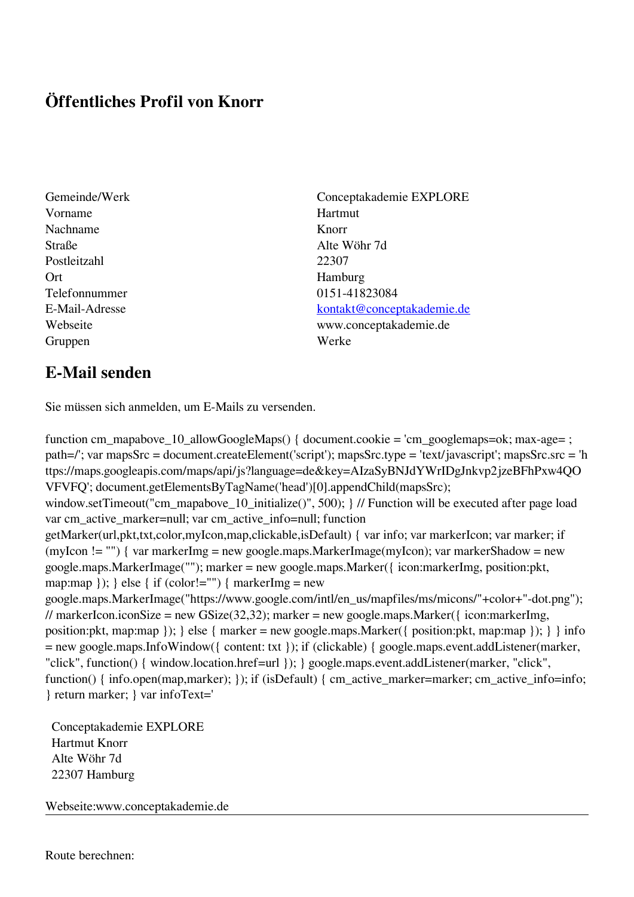# Öffentliches Profil von Knorr

| | |
|---|---|
| Gemeinde/Werk | Conceptakademie EXPLORE |
| Vorname | Hartmut |
| Nachname | Knorr |
| Straße | Alte Wöhr 7d |
| Postleitzahl | 22307 |
| Ort | Hamburg |
| Telefonnummer | 0151-41823084 |
| E-Mail-Adresse | kontakt@conceptakademie.de |
| Webseite | www.conceptakademie.de |
| Gruppen | Werke |

## E-Mail senden

Sie müssen sich anmelden, um E-Mails zu versenden.

function cm_mapabove_10_allowGoogleMaps() { document.cookie = 'cm_googlemaps=ok; max-age= ; path=/'; var mapsSrc = document.createElement('script'); mapsSrc.type = 'text/javascript'; mapsSrc.src = 'https://maps.googleapis.com/maps/api/js?language=de&key=AIzaSyBNJdYWrIDgJnkvp2jzeBFhPxw4QOVFVFQ'; document.getElementsByTagName('head')[0].appendChild(mapsSrc); window.setTimeout("cm_mapabove_10_initialize()", 500); } // Function will be executed after page load var cm_active_marker=null; var cm_active_info=null; function getMarker(url,pkt,txt,color,myIcon,map,clickable,isDefault) { var info; var markerIcon; var marker; if (myIcon != "") { var markerImg = new google.maps.MarkerImage(myIcon); var markerShadow = new google.maps.MarkerImage(""); marker = new google.maps.Marker({ icon:markerImg, position:pkt, map:map }); } else { if (color!="") { markerImg = new google.maps.MarkerImage("https://www.google.com/intl/en_us/mapfiles/ms/micons/"+color+"-dot.png"); // markerIcon.iconSize = new GSize(32,32); marker = new google.maps.Marker({ icon:markerImg, position:pkt, map:map }); } else { marker = new google.maps.Marker({ position:pkt, map:map }); } } info = new google.maps.InfoWindow({ content: txt }); if (clickable) { google.maps.event.addListener(marker, "click", function() { window.location.href=url }); } google.maps.event.addListener(marker, "click", function() { info.open(map,marker); }); if (isDefault) { cm_active_marker=marker; cm_active_info=info; } return marker; } var infoText='

Conceptakademie EXPLORE
Hartmut Knorr
Alte Wöhr 7d
22307 Hamburg

Webseite:www.conceptakademie.de

---

Route berechnen: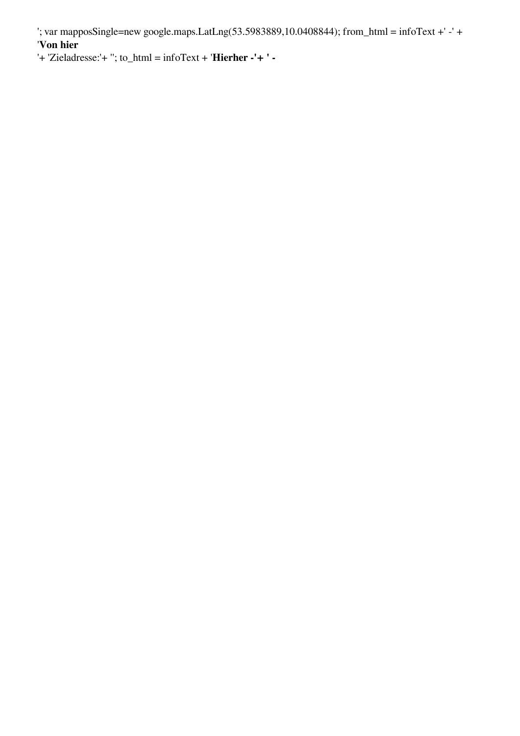'; var mapposSingle=new google.maps.LatLng(53.5983889,10.0408844); from_html = infoText +' -' +
'**Von hier**
'+ 'Zieladresse:'+ ''; to_html = infoText + '**Hierher -'+ ' -**